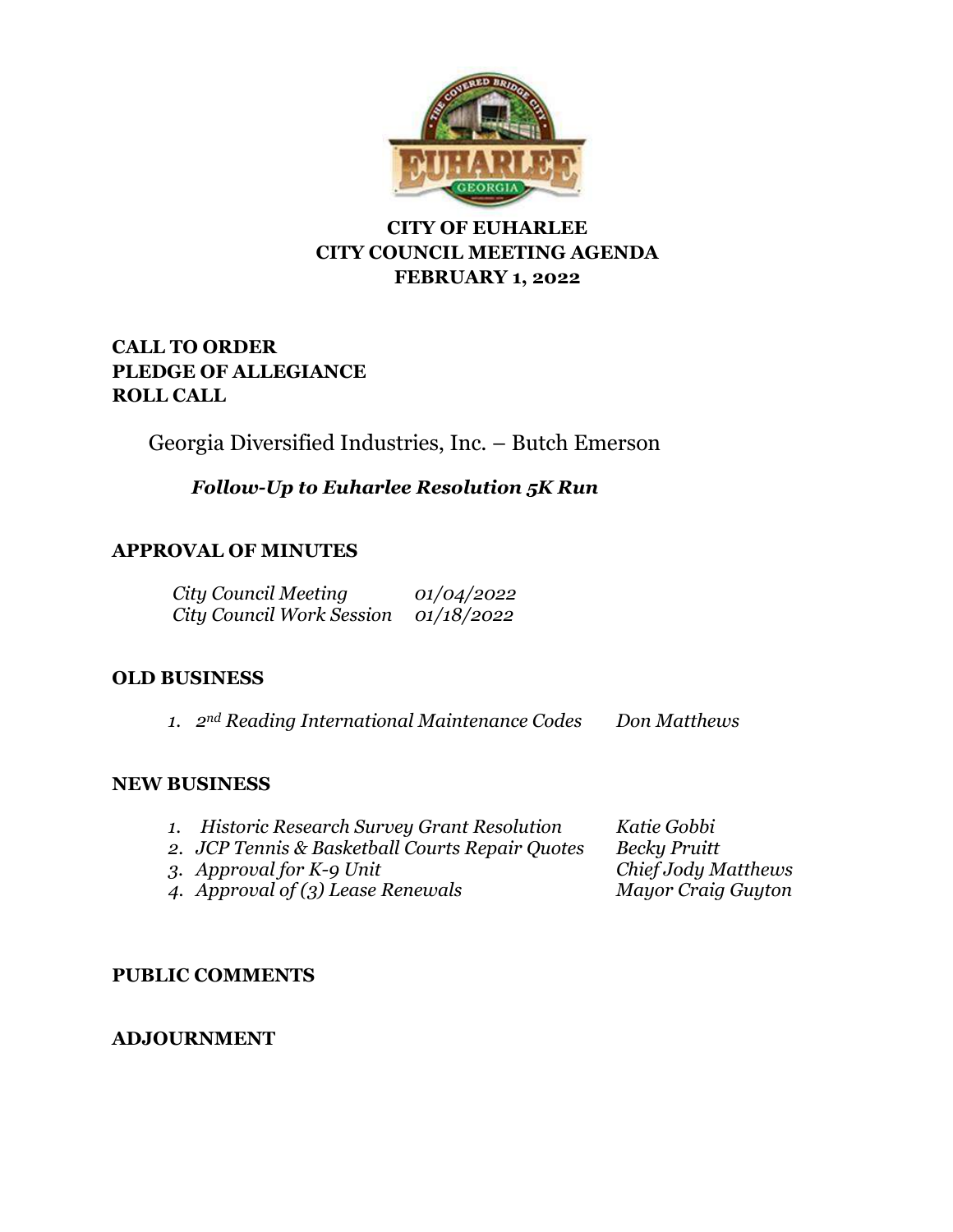**CITY OF EUHARLEE**
**CITY COUNCIL MEETING AGENDA**
**FEBRUARY 1, 2022**

**CALL TO ORDER**
**PLEDGE OF ALLEGIANCE**
**ROLL CALL**

Georgia Diversified Industries, Inc. – Butch Emerson

***Follow-Up to Euharlee Resolution 5K Run***

**APPROVAL OF MINUTES**

| | |
|---|---|
| *City Council Meeting* | *01/04/2022* |
| *City Council Work Session* | *01/18/2022* |

**OLD BUSINESS**

1. *2nd Reading International Maintenance Codes* — *Don Matthews*

**NEW BUSINESS**

1. *Historic Research Survey Grant Resolution* — *Katie Gobbi*
2. *JCP Tennis & Basketball Courts Repair Quotes* — *Becky Pruitt*
3. *Approval for K-9 Unit* — *Chief Jody Matthews*
4. *Approval of (3) Lease Renewals* — *Mayor Craig Guyton*

**PUBLIC COMMENTS**

**ADJOURNMENT**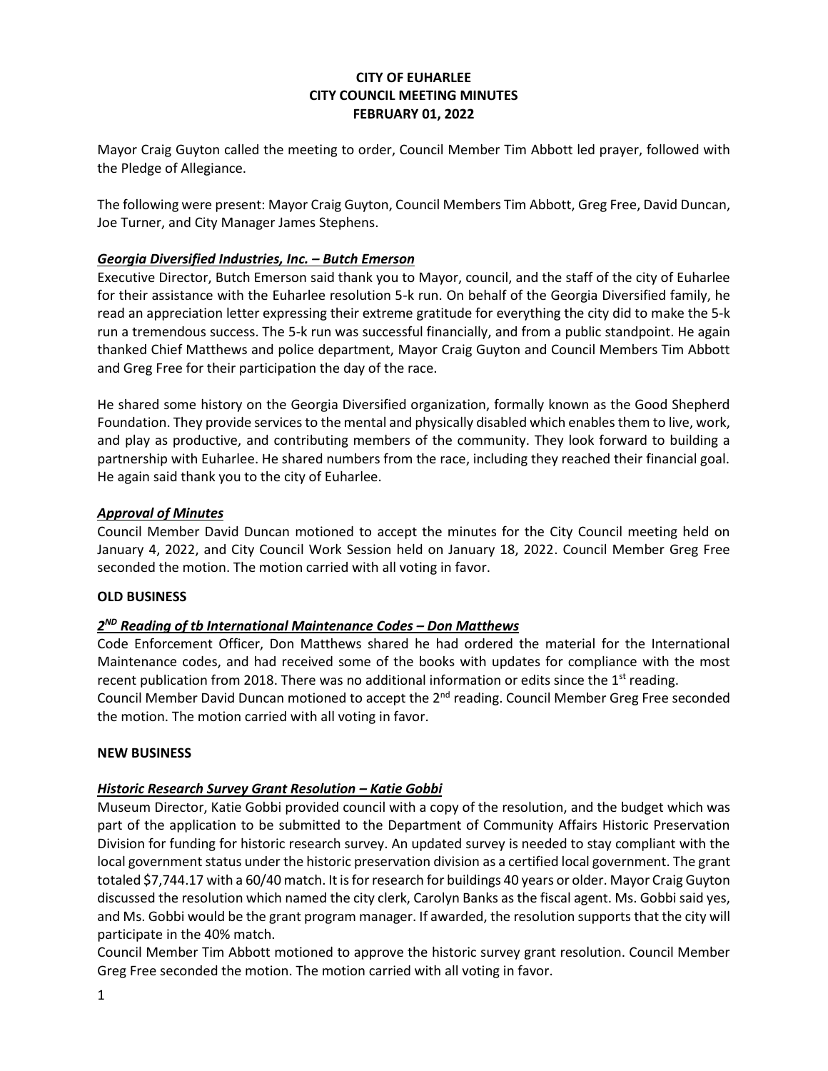**CITY OF EUHARLEE**
**CITY COUNCIL MEETING MINUTES**
**FEBRUARY 01, 2022**

Mayor Craig Guyton called the meeting to order, Council Member Tim Abbott led prayer, followed with the Pledge of Allegiance.

The following were present: Mayor Craig Guyton, Council Members Tim Abbott, Greg Free, David Duncan, Joe Turner, and City Manager James Stephens.

***Georgia Diversified Industries, Inc. – Butch Emerson***

Executive Director, Butch Emerson said thank you to Mayor, council, and the staff of the city of Euharlee for their assistance with the Euharlee resolution 5-k run. On behalf of the Georgia Diversified family, he read an appreciation letter expressing their extreme gratitude for everything the city did to make the 5-k run a tremendous success. The 5-k run was successful financially, and from a public standpoint. He again thanked Chief Matthews and police department, Mayor Craig Guyton and Council Members Tim Abbott and Greg Free for their participation the day of the race.

He shared some history on the Georgia Diversified organization, formally known as the Good Shepherd Foundation. They provide services to the mental and physically disabled which enables them to live, work, and play as productive, and contributing members of the community. They look forward to building a partnership with Euharlee. He shared numbers from the race, including they reached their financial goal. He again said thank you to the city of Euharlee.

***Approval of Minutes***

Council Member David Duncan motioned to accept the minutes for the City Council meeting held on January 4, 2022, and City Council Work Session held on January 18, 2022. Council Member Greg Free seconded the motion. The motion carried with all voting in favor.

**OLD BUSINESS**

***2ND Reading of tb International Maintenance Codes – Don Matthews***

Code Enforcement Officer, Don Matthews shared he had ordered the material for the International Maintenance codes, and had received some of the books with updates for compliance with the most recent publication from 2018. There was no additional information or edits since the 1st reading.
Council Member David Duncan motioned to accept the 2nd reading. Council Member Greg Free seconded the motion. The motion carried with all voting in favor.

**NEW BUSINESS**

***Historic Research Survey Grant Resolution – Katie Gobbi***

Museum Director, Katie Gobbi provided council with a copy of the resolution, and the budget which was part of the application to be submitted to the Department of Community Affairs Historic Preservation Division for funding for historic research survey. An updated survey is needed to stay compliant with the local government status under the historic preservation division as a certified local government. The grant totaled $7,744.17 with a 60/40 match. It is for research for buildings 40 years or older. Mayor Craig Guyton discussed the resolution which named the city clerk, Carolyn Banks as the fiscal agent. Ms. Gobbi said yes, and Ms. Gobbi would be the grant program manager. If awarded, the resolution supports that the city will participate in the 40% match.
Council Member Tim Abbott motioned to approve the historic survey grant resolution. Council Member Greg Free seconded the motion. The motion carried with all voting in favor.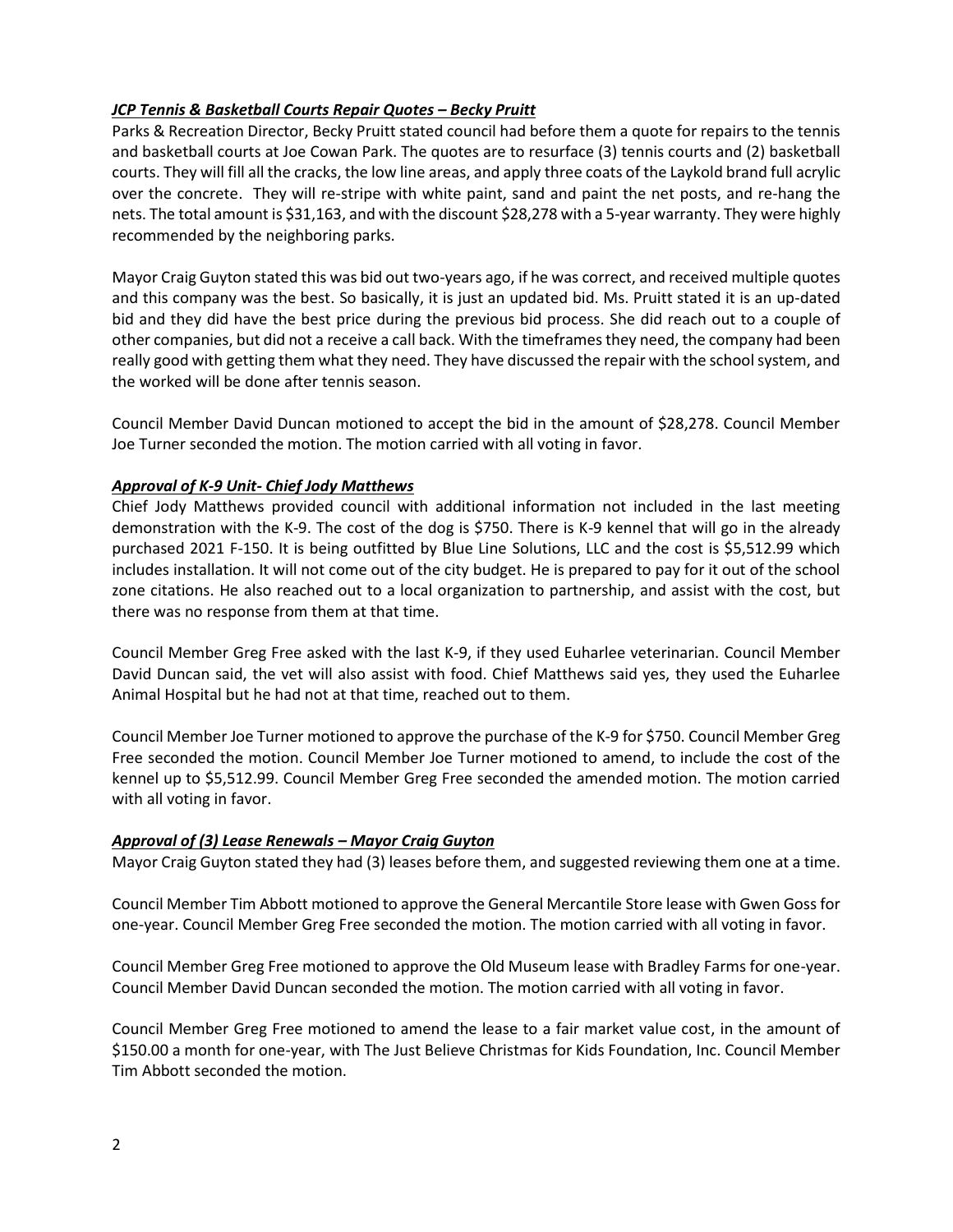***JCP Tennis & Basketball Courts Repair Quotes – Becky Pruitt***

Parks & Recreation Director, Becky Pruitt stated council had before them a quote for repairs to the tennis and basketball courts at Joe Cowan Park. The quotes are to resurface (3) tennis courts and (2) basketball courts. They will fill all the cracks, the low line areas, and apply three coats of the Laykold brand full acrylic over the concrete. They will re-stripe with white paint, sand and paint the net posts, and re-hang the nets. The total amount is $31,163, and with the discount $28,278 with a 5-year warranty. They were highly recommended by the neighboring parks.

Mayor Craig Guyton stated this was bid out two-years ago, if he was correct, and received multiple quotes and this company was the best. So basically, it is just an updated bid. Ms. Pruitt stated it is an up-dated bid and they did have the best price during the previous bid process. She did reach out to a couple of other companies, but did not a receive a call back. With the timeframes they need, the company had been really good with getting them what they need. They have discussed the repair with the school system, and the worked will be done after tennis season.

Council Member David Duncan motioned to accept the bid in the amount of $28,278. Council Member Joe Turner seconded the motion. The motion carried with all voting in favor.

***Approval of K-9 Unit- Chief Jody Matthews***

Chief Jody Matthews provided council with additional information not included in the last meeting demonstration with the K-9. The cost of the dog is $750. There is K-9 kennel that will go in the already purchased 2021 F-150. It is being outfitted by Blue Line Solutions, LLC and the cost is $5,512.99 which includes installation. It will not come out of the city budget. He is prepared to pay for it out of the school zone citations. He also reached out to a local organization to partnership, and assist with the cost, but there was no response from them at that time.

Council Member Greg Free asked with the last K-9, if they used Euharlee veterinarian. Council Member David Duncan said, the vet will also assist with food. Chief Matthews said yes, they used the Euharlee Animal Hospital but he had not at that time, reached out to them.

Council Member Joe Turner motioned to approve the purchase of the K-9 for $750. Council Member Greg Free seconded the motion. Council Member Joe Turner motioned to amend, to include the cost of the kennel up to $5,512.99. Council Member Greg Free seconded the amended motion. The motion carried with all voting in favor.

***Approval of (3) Lease Renewals – Mayor Craig Guyton***

Mayor Craig Guyton stated they had (3) leases before them, and suggested reviewing them one at a time.

Council Member Tim Abbott motioned to approve the General Mercantile Store lease with Gwen Goss for one-year. Council Member Greg Free seconded the motion. The motion carried with all voting in favor.

Council Member Greg Free motioned to approve the Old Museum lease with Bradley Farms for one-year. Council Member David Duncan seconded the motion. The motion carried with all voting in favor.

Council Member Greg Free motioned to amend the lease to a fair market value cost, in the amount of $150.00 a month for one-year, with The Just Believe Christmas for Kids Foundation, Inc. Council Member Tim Abbott seconded the motion.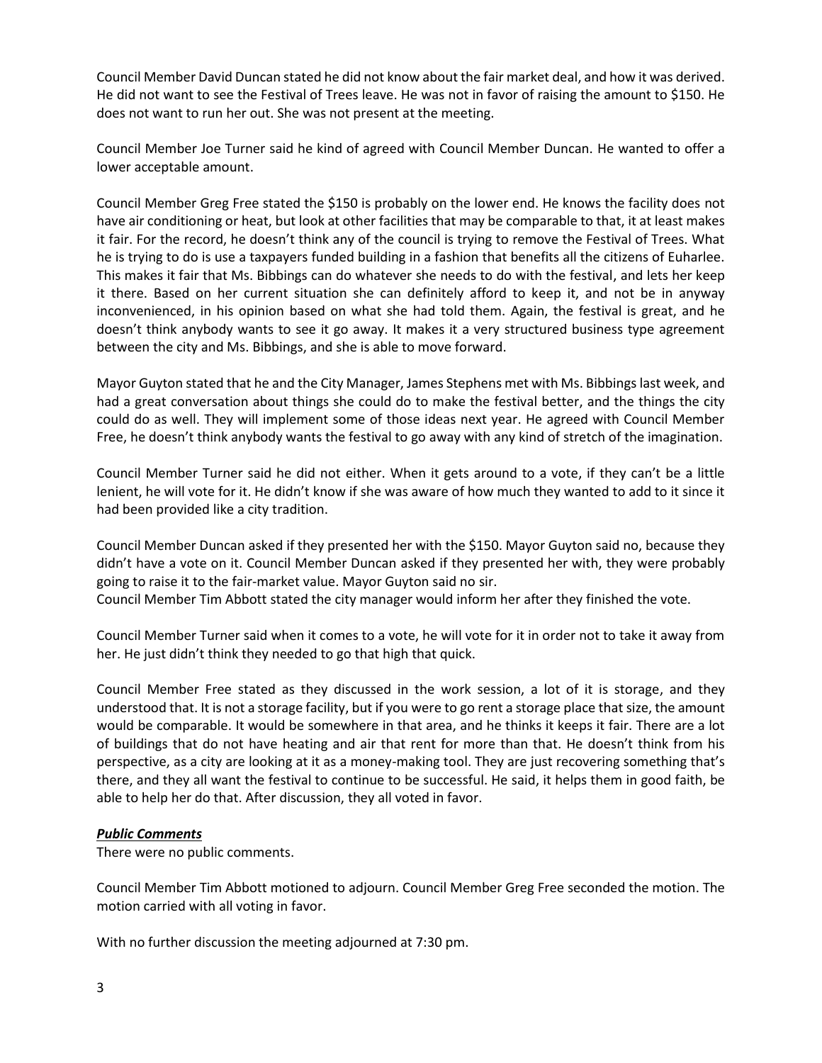Council Member David Duncan stated he did not know about the fair market deal, and how it was derived. He did not want to see the Festival of Trees leave. He was not in favor of raising the amount to $150. He does not want to run her out. She was not present at the meeting.

Council Member Joe Turner said he kind of agreed with Council Member Duncan. He wanted to offer a lower acceptable amount.

Council Member Greg Free stated the $150 is probably on the lower end. He knows the facility does not have air conditioning or heat, but look at other facilities that may be comparable to that, it at least makes it fair. For the record, he doesn't think any of the council is trying to remove the Festival of Trees. What he is trying to do is use a taxpayers funded building in a fashion that benefits all the citizens of Euharlee. This makes it fair that Ms. Bibbings can do whatever she needs to do with the festival, and lets her keep it there. Based on her current situation she can definitely afford to keep it, and not be in anyway inconvenienced, in his opinion based on what she had told them. Again, the festival is great, and he doesn't think anybody wants to see it go away. It makes it a very structured business type agreement between the city and Ms. Bibbings, and she is able to move forward.

Mayor Guyton stated that he and the City Manager, James Stephens met with Ms. Bibbings last week, and had a great conversation about things she could do to make the festival better, and the things the city could do as well. They will implement some of those ideas next year. He agreed with Council Member Free, he doesn't think anybody wants the festival to go away with any kind of stretch of the imagination.

Council Member Turner said he did not either. When it gets around to a vote, if they can't be a little lenient, he will vote for it. He didn't know if she was aware of how much they wanted to add to it since it had been provided like a city tradition.

Council Member Duncan asked if they presented her with the $150. Mayor Guyton said no, because they didn't have a vote on it. Council Member Duncan asked if they presented her with, they were probably going to raise it to the fair-market value. Mayor Guyton said no sir.
Council Member Tim Abbott stated the city manager would inform her after they finished the vote.

Council Member Turner said when it comes to a vote, he will vote for it in order not to take it away from her. He just didn't think they needed to go that high that quick.

Council Member Free stated as they discussed in the work session, a lot of it is storage, and they understood that. It is not a storage facility, but if you were to go rent a storage place that size, the amount would be comparable. It would be somewhere in that area, and he thinks it keeps it fair. There are a lot of buildings that do not have heating and air that rent for more than that. He doesn't think from his perspective, as a city are looking at it as a money-making tool. They are just recovering something that's there, and they all want the festival to continue to be successful. He said, it helps them in good faith, be able to help her do that. After discussion, they all voted in favor.

***Public Comments***

There were no public comments.

Council Member Tim Abbott motioned to adjourn. Council Member Greg Free seconded the motion. The motion carried with all voting in favor.

With no further discussion the meeting adjourned at 7:30 pm.